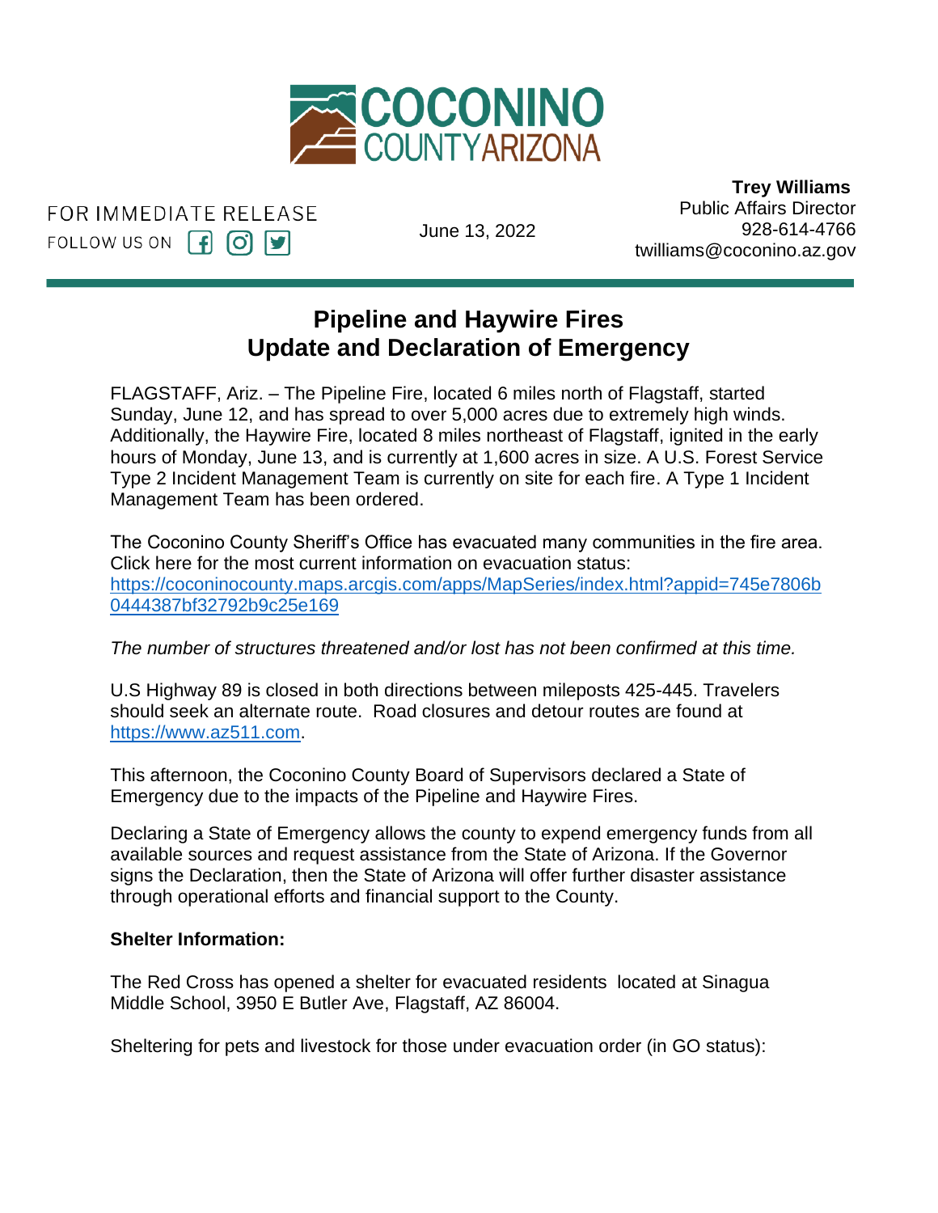COCONINO COUNTY ARIZONA

FOR IMMEDIATE RELEASE
FOLLOW US ON

June 13, 2022

**Trey Williams**
Public Affairs Director
928-614-4766
twilliams@coconino.az.gov

# Pipeline and Haywire Fires Update and Declaration of Emergency

FLAGSTAFF, Ariz. – The Pipeline Fire, located 6 miles north of Flagstaff, started Sunday, June 12, and has spread to over 5,000 acres due to extremely high winds. Additionally, the Haywire Fire, located 8 miles northeast of Flagstaff, ignited in the early hours of Monday, June 13, and is currently at 1,600 acres in size. A U.S. Forest Service Type 2 Incident Management Team is currently on site for each fire. A Type 1 Incident Management Team has been ordered.

The Coconino County Sheriff's Office has evacuated many communities in the fire area. Click here for the most current information on evacuation status: [https://coconinocounty.maps.arcgis.com/apps/MapSeries/index.html?appid=745e7806b0444387bf32792b9c25e169](https://coconinocounty.maps.arcgis.com/apps/MapSeries/index.html?appid=745e7806b0444387bf32792b9c25e169)

*The number of structures threatened and/or lost has not been confirmed at this time.*

U.S Highway 89 is closed in both directions between mileposts 425-445. Travelers should seek an alternate route. Road closures and detour routes are found at [https://www.az511.com](https://www.az511.com).

This afternoon, the Coconino County Board of Supervisors declared a State of Emergency due to the impacts of the Pipeline and Haywire Fires.

Declaring a State of Emergency allows the county to expend emergency funds from all available sources and request assistance from the State of Arizona. If the Governor signs the Declaration, then the State of Arizona will offer further disaster assistance through operational efforts and financial support to the County.

**Shelter Information:**

The Red Cross has opened a shelter for evacuated residents located at Sinagua Middle School, 3950 E Butler Ave, Flagstaff, AZ 86004.

Sheltering for pets and livestock for those under evacuation order (in GO status):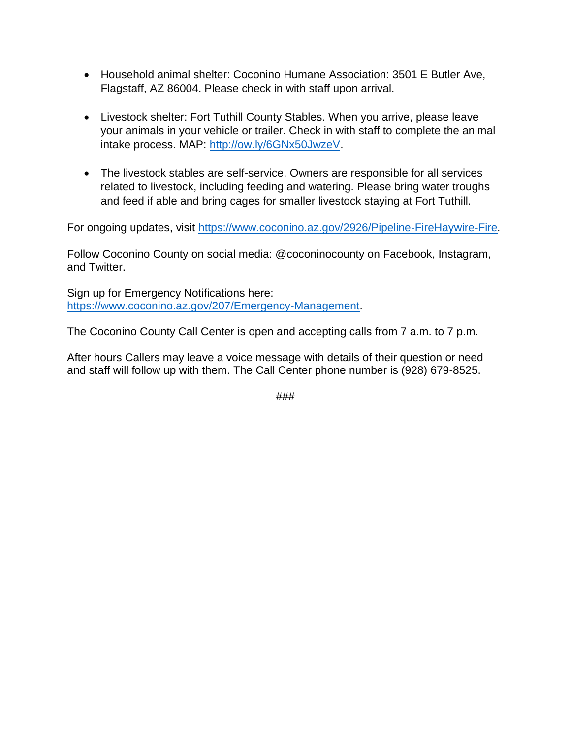- Household animal shelter: Coconino Humane Association: 3501 E Butler Ave, Flagstaff, AZ 86004. Please check in with staff upon arrival.

- Livestock shelter: Fort Tuthill County Stables. When you arrive, please leave your animals in your vehicle or trailer. Check in with staff to complete the animal intake process. MAP: [http://ow.ly/6GNx50JwzeV](http://ow.ly/6GNx50JwzeV).

- The livestock stables are self-service. Owners are responsible for all services related to livestock, including feeding and watering. Please bring water troughs and feed if able and bring cages for smaller livestock staying at Fort Tuthill.

For ongoing updates, visit [https://www.coconino.az.gov/2926/Pipeline-FireHaywire-Fire](https://www.coconino.az.gov/2926/Pipeline-FireHaywire-Fire).

Follow Coconino County on social media: @coconinocounty on Facebook, Instagram, and Twitter.

Sign up for Emergency Notifications here:
[https://www.coconino.az.gov/207/Emergency-Management](https://www.coconino.az.gov/207/Emergency-Management).

The Coconino County Call Center is open and accepting calls from 7 a.m. to 7 p.m.

After hours Callers may leave a voice message with details of their question or need and staff will follow up with them. The Call Center phone number is (928) 679-8525.

###